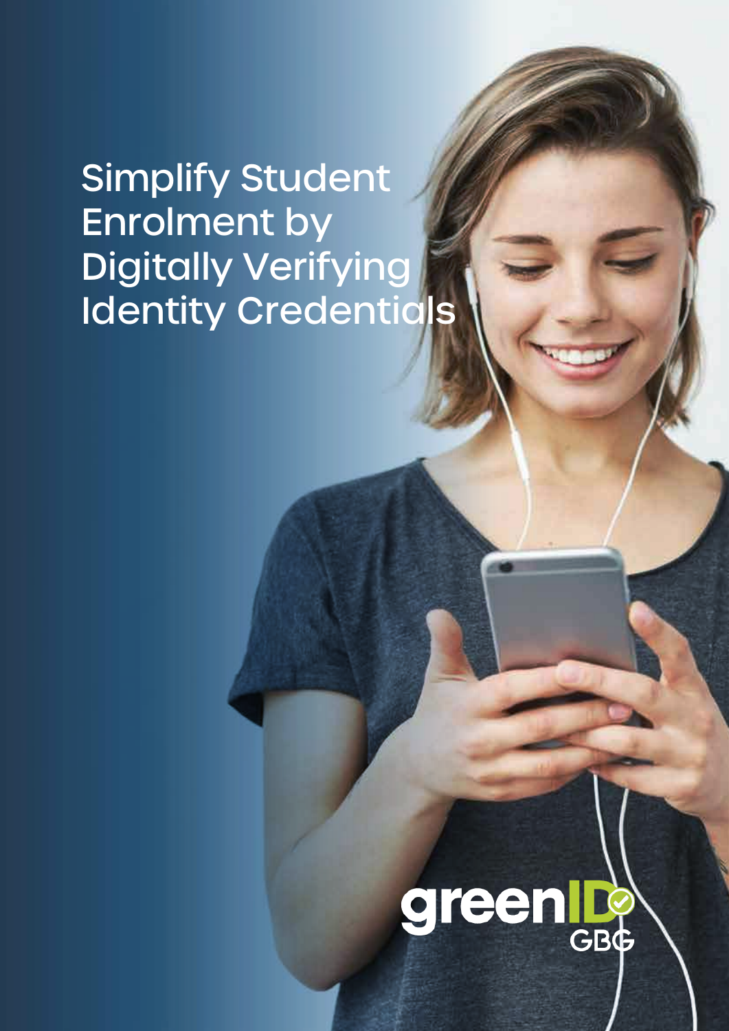# Simplify Student Enrolment by Digitally Verifying Identity Credentials

greenID GBG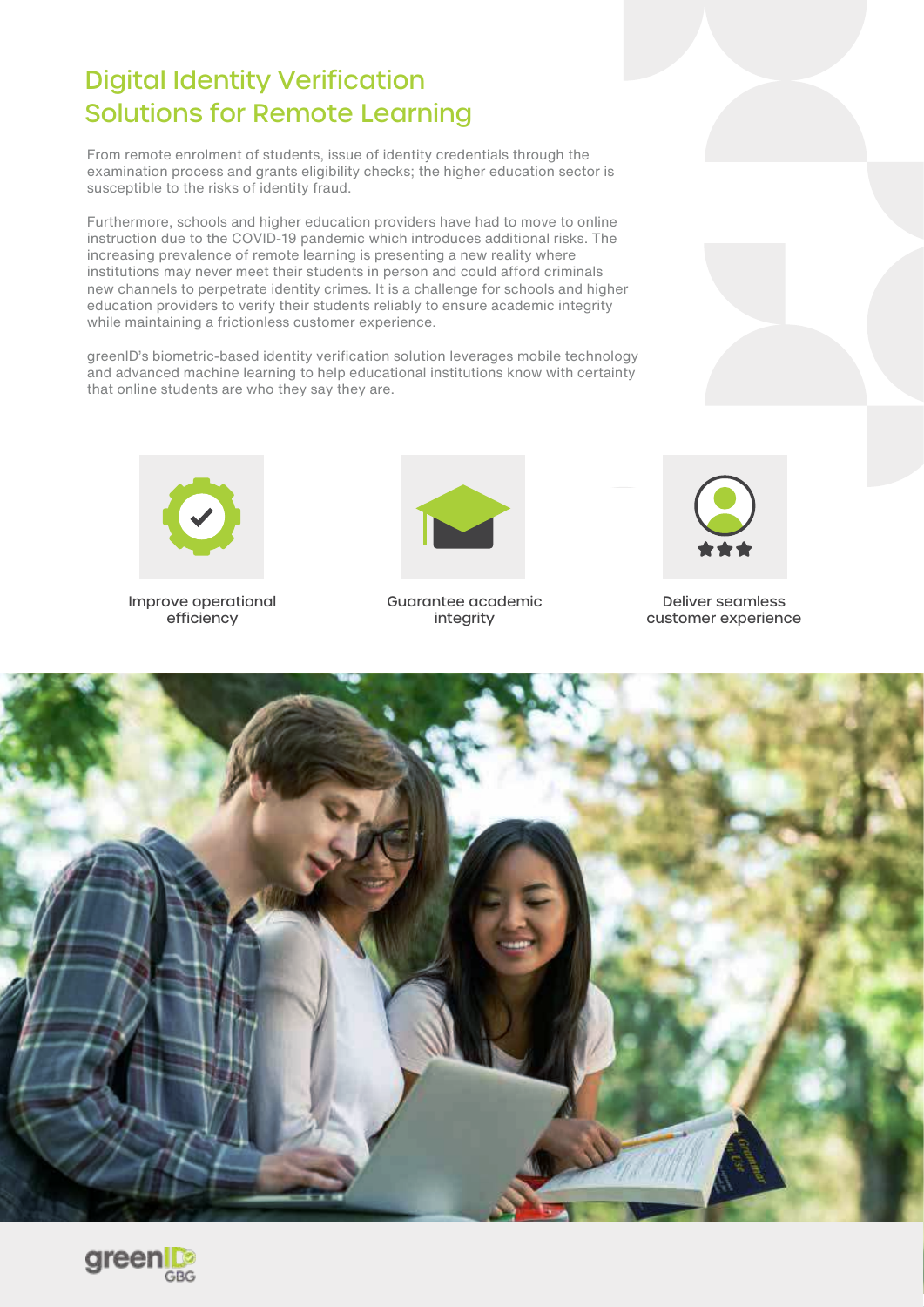# Digital Identity Verification Solutions for Remote Learning

From remote enrolment of students, issue of identity credentials through the examination process and grants eligibility checks; the higher education sector is susceptible to the risks of identity fraud.

Furthermore, schools and higher education providers have had to move to online instruction due to the COVID-19 pandemic which introduces additional risks. The increasing prevalence of remote learning is presenting a new reality where institutions may never meet their students in person and could afford criminals new channels to perpetrate identity crimes. It is a challenge for schools and higher education providers to verify their students reliably to ensure academic integrity while maintaining a frictionless customer experience.

greenID's biometric-based identity verification solution leverages mobile technology and advanced machine learning to help educational institutions know with certainty that online students are who they say they are.

- Improve operational efficiency
- Guarantee academic integrity
- Deliver seamless customer experience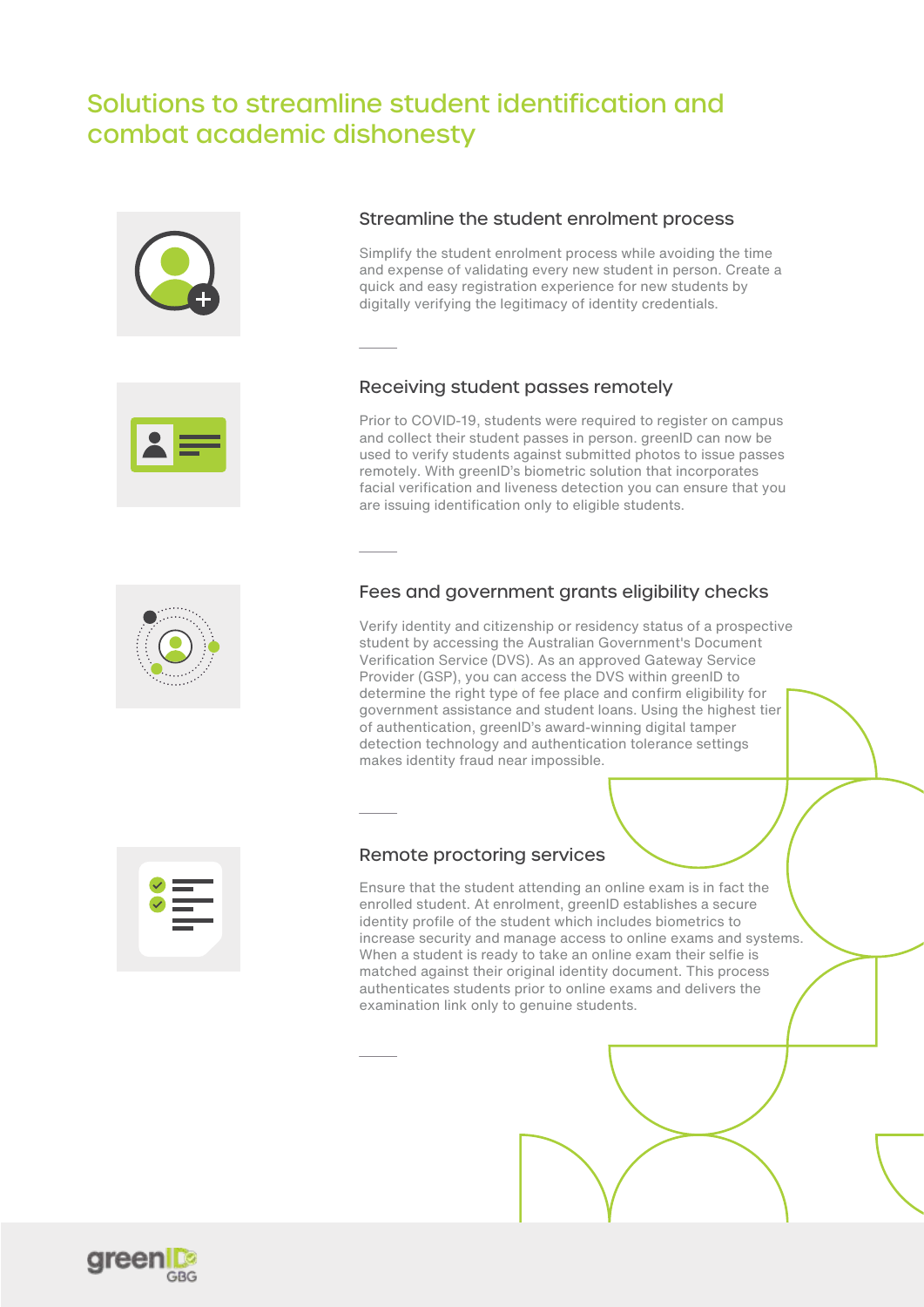# Solutions to streamline student identification and combat academic dishonesty

## Streamline the student enrolment process

Simplify the student enrolment process while avoiding the time and expense of validating every new student in person. Create a quick and easy registration experience for new students by digitally verifying the legitimacy of identity credentials.

## Receiving student passes remotely

Prior to COVID-19, students were required to register on campus and collect their student passes in person. greenID can now be used to verify students against submitted photos to issue passes remotely. With greenID's biometric solution that incorporates facial verification and liveness detection you can ensure that you are issuing identification only to eligible students.

## Fees and government grants eligibility checks

Verify identity and citizenship or residency status of a prospective student by accessing the Australian Government's Document Verification Service (DVS). As an approved Gateway Service Provider (GSP), you can access the DVS within greenID to determine the right type of fee place and confirm eligibility for government assistance and student loans. Using the highest tier of authentication, greenID's award-winning digital tamper detection technology and authentication tolerance settings makes identity fraud near impossible.

## Remote proctoring services

Ensure that the student attending an online exam is in fact the enrolled student. At enrolment, greenID establishes a secure identity profile of the student which includes biometrics to increase security and manage access to online exams and systems. When a student is ready to take an online exam their selfie is matched against their original identity document. This process authenticates students prior to online exams and delivers the examination link only to genuine students.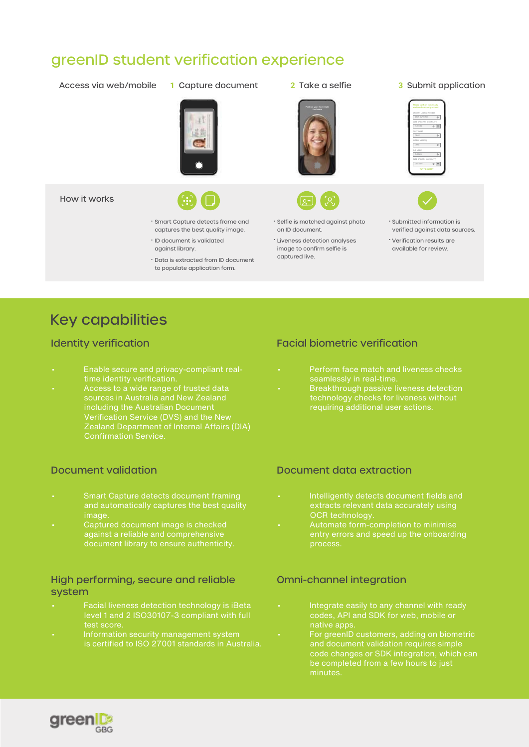# greenID student verification experience

Access via web/mobile

1 Capture document

2 Take a selfie

3 Submit application

## How it works

**1 Capture document**

- Smart Capture detects frame and captures the best quality image.
- ID document is validated against library.
- Data is extracted from ID document to populate application form.

**2 Take a selfie**

- Selfie is matched against photo on ID document.
- Liveness detection analyses image to confirm selfie is captured live.

**3 Submit application**

- Submitted information is verified against data sources.
- Verification results are available for review.

# Key capabilities

## Identity verification

- Enable secure and privacy-compliant real-time identity verification.
- Access to a wide range of trusted data sources in Australia and New Zealand including the Australian Document Verification Service (DVS) and the New Zealand Department of Internal Affairs (DIA) Confirmation Service.

## Facial biometric verification

- Perform face match and liveness checks seamlessly in real-time.
- Breakthrough passive liveness detection technology checks for liveness without requiring additional user actions.

## Document validation

- Smart Capture detects document framing and automatically captures the best quality image.
- Captured document image is checked against a reliable and comprehensive document library to ensure authenticity.

## Document data extraction

- Intelligently detects document fields and extracts relevant data accurately using OCR technology.
- Automate form-completion to minimise entry errors and speed up the onboarding process.

## High performing, secure and reliable system

- Facial liveness detection technology is iBeta level 1 and 2 ISO30107-3 compliant with full test score.
- Information security management system is certified to ISO 27001 standards in Australia.

## Omni-channel integration

- Integrate easily to any channel with ready codes, API and SDK for web, mobile or native apps.
- For greenID customers, adding on biometric and document validation requires simple code changes or SDK integration, which can be completed from a few hours to just minutes.

greenID GBG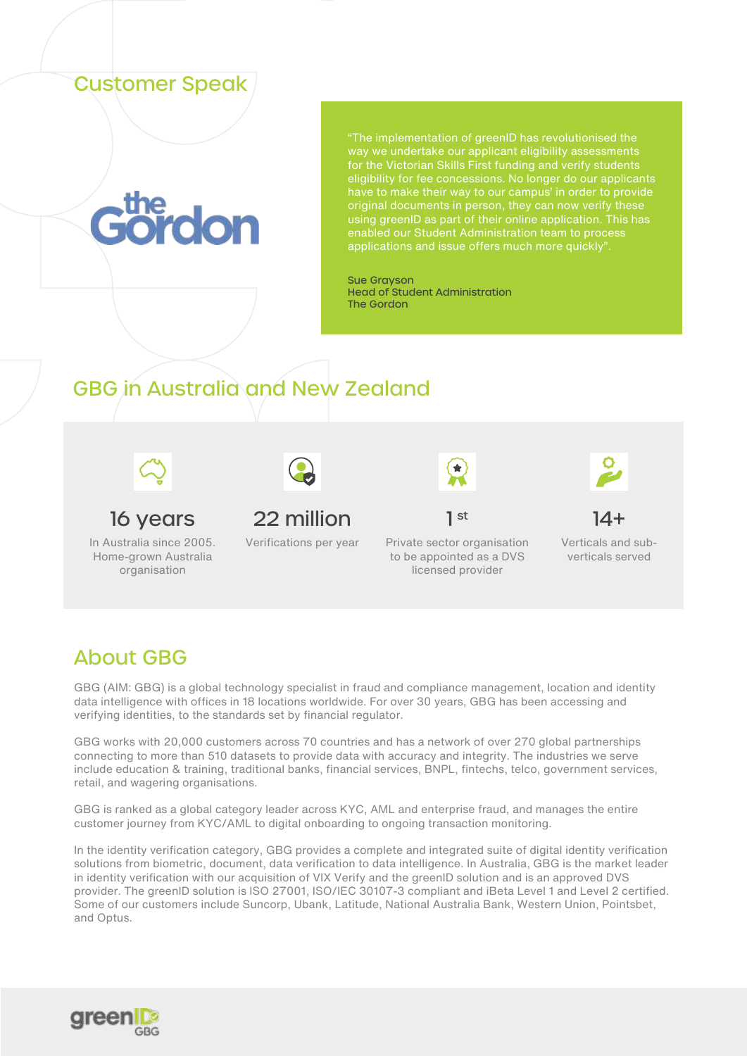## Customer Speak

"The implementation of greenID has revolutionised the way we undertake our applicant eligibility assessments for the Victorian Skills First funding and verify students eligibility for fee concessions. No longer do our applicants have to make their way to our campus' in order to provide original documents in person, they can now verify these using greenID as part of their online application. This has enabled our Student Administration team to process applications and issue offers much more quickly".

Sue Grayson
Head of Student Administration
The Gordon

## GBG in Australia and New Zealand

**16 years**
In Australia since 2005. Home-grown Australia organisation

**22 million**
Verifications per year

**1 st**
Private sector organisation to be appointed as a DVS licensed provider

**14+**
Verticals and sub-verticals served

## About GBG

GBG (AIM: GBG) is a global technology specialist in fraud and compliance management, location and identity data intelligence with offices in 18 locations worldwide. For over 30 years, GBG has been accessing and verifying identities, to the standards set by financial regulator.

GBG works with 20,000 customers across 70 countries and has a network of over 270 global partnerships connecting to more than 510 datasets to provide data with accuracy and integrity. The industries we serve include education & training, traditional banks, financial services, BNPL, fintechs, telco, government services, retail, and wagering organisations.

GBG is ranked as a global category leader across KYC, AML and enterprise fraud, and manages the entire customer journey from KYC/AML to digital onboarding to ongoing transaction monitoring.

In the identity verification category, GBG provides a complete and integrated suite of digital identity verification solutions from biometric, document, data verification to data intelligence. In Australia, GBG is the market leader in identity verification with our acquisition of VIX Verify and the greenID solution and is an approved DVS provider. The greenID solution is ISO 27001, ISO/IEC 30107-3 compliant and iBeta Level 1 and Level 2 certified. Some of our customers include Suncorp, Ubank, Latitude, National Australia Bank, Western Union, Pointsbet, and Optus.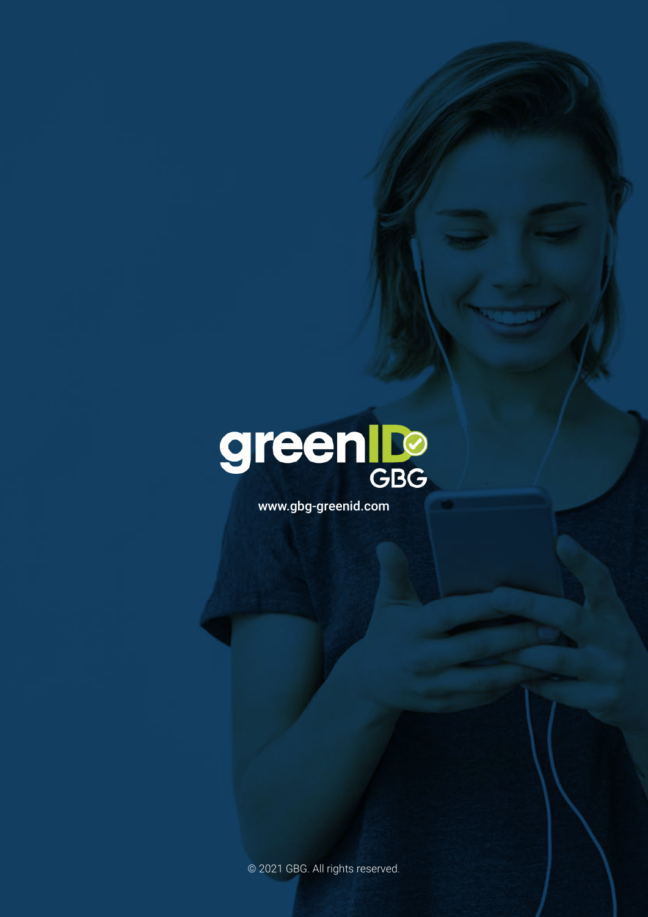greenID GBG

www.gbg-greenid.com

© 2021 GBG. All rights reserved.